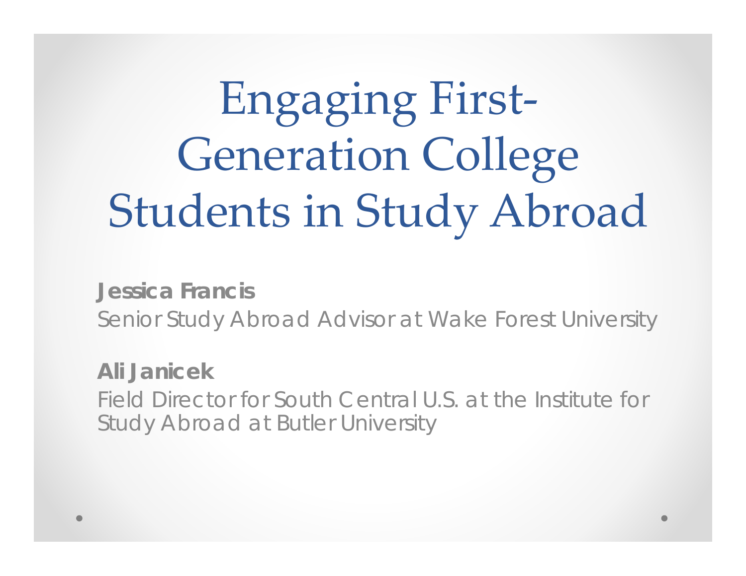# Engaging First-Generation College Students in Study Abroad

**Jessica Francis**
Senior Study Abroad Advisor at Wake Forest University

**Ali Janicek**
Field Director for South Central U.S. at the Institute for Study Abroad at Butler University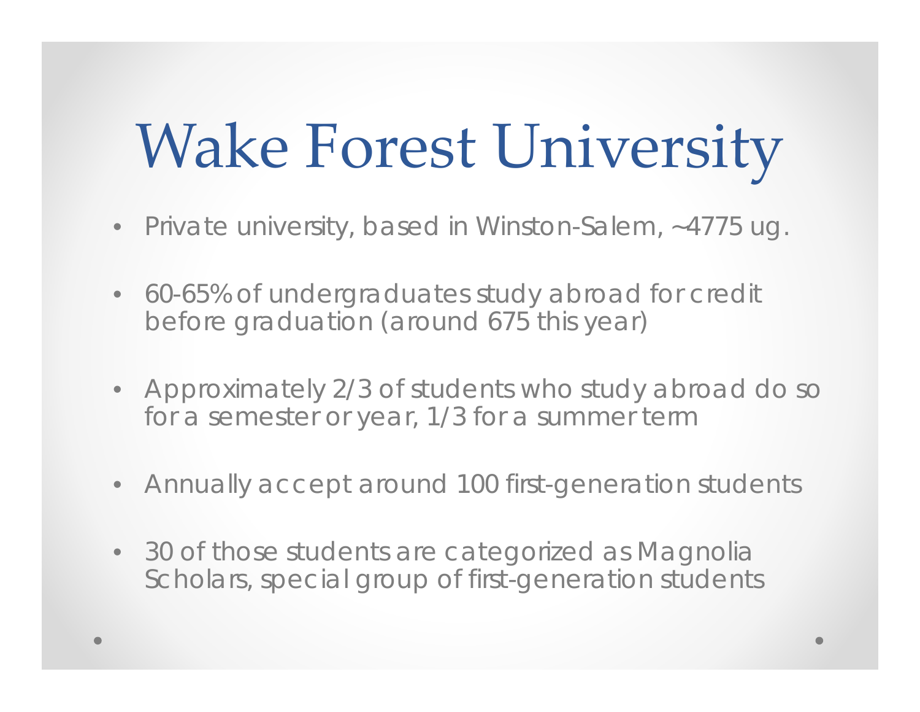# Wake Forest University

- Private university, based in Winston-Salem, ~4775 ug.
- 60-65% of undergraduates study abroad for credit before graduation (around 675 this year)
- Approximately 2/3 of students who study abroad do so for a semester or year, 1/3 for a summer term
- Annually accept around 100 first-generation students
- 30 of those students are categorized as Magnolia Scholars, special group of first-generation students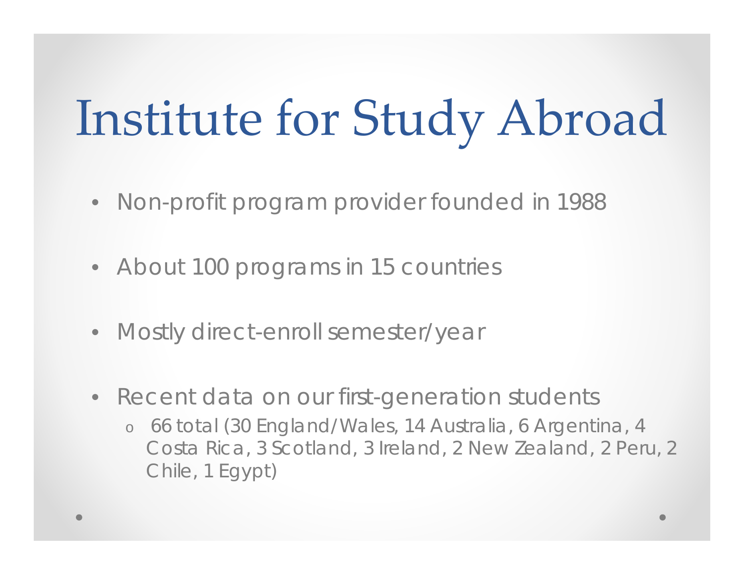# Institute for Study Abroad

- Non-profit program provider founded in 1988
- About 100 programs in 15 countries
- Mostly direct-enroll semester/year
- Recent data on our first-generation students
  - 66 total (30 England/Wales, 14 Australia, 6 Argentina, 4 Costa Rica, 3 Scotland, 3 Ireland, 2 New Zealand, 2 Peru, 2 Chile, 1 Egypt)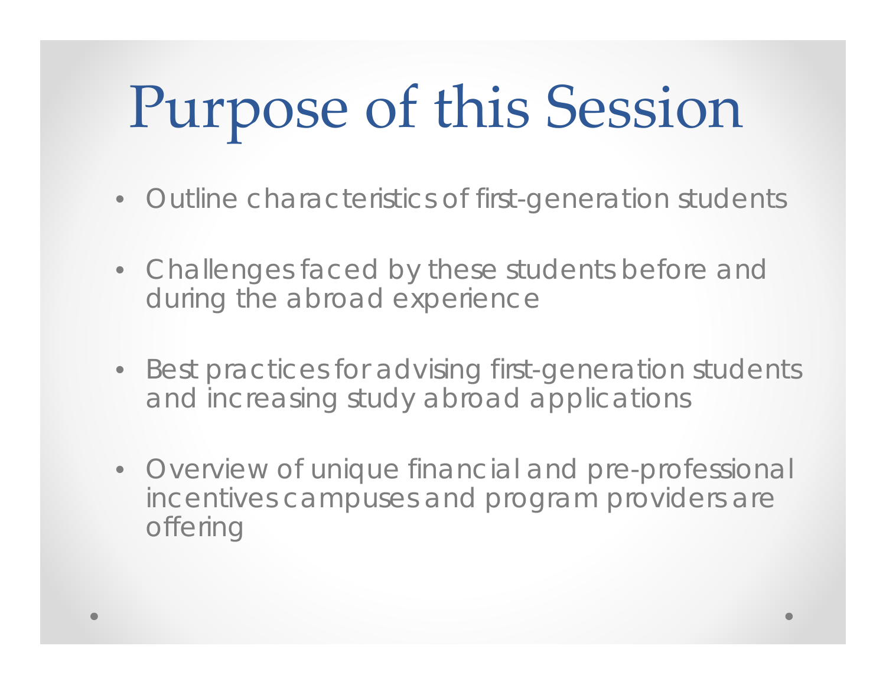# Purpose of this Session

- Outline characteristics of first-generation students
- Challenges faced by these students before and during the abroad experience
- Best practices for advising first-generation students and increasing study abroad applications
- Overview of unique financial and pre-professional incentives campuses and program providers are offering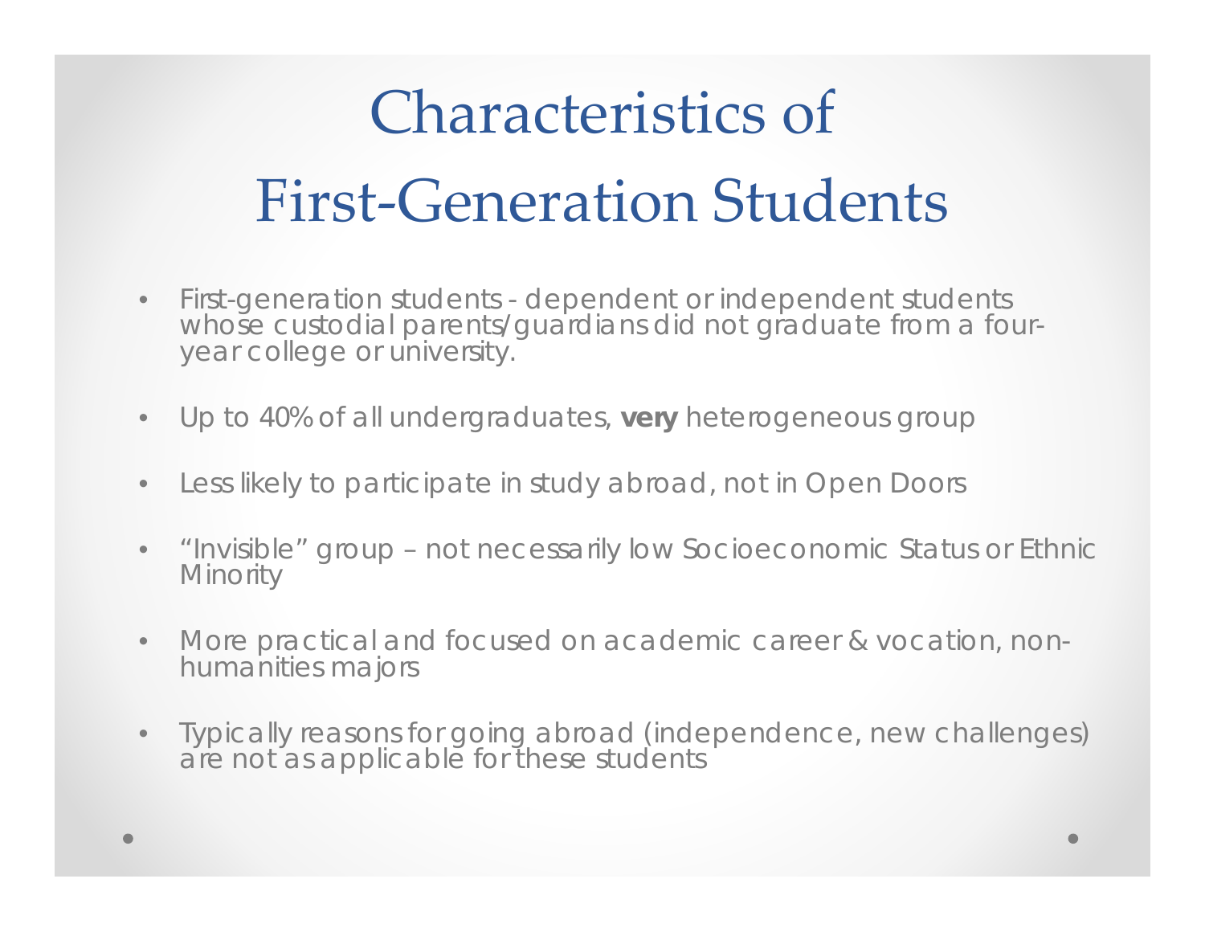# Characteristics of First-Generation Students

- First-generation students - dependent or independent students whose custodial parents/guardians did not graduate from a four-year college or university.
- Up to 40% of all undergraduates, **very** heterogeneous group
- Less likely to participate in study abroad, not in Open Doors
- "Invisible" group – not necessarily low Socioeconomic Status or Ethnic Minority
- More practical and focused on academic career & vocation, non-humanities majors
- Typically reasons for going abroad (independence, new challenges) are not as applicable for these students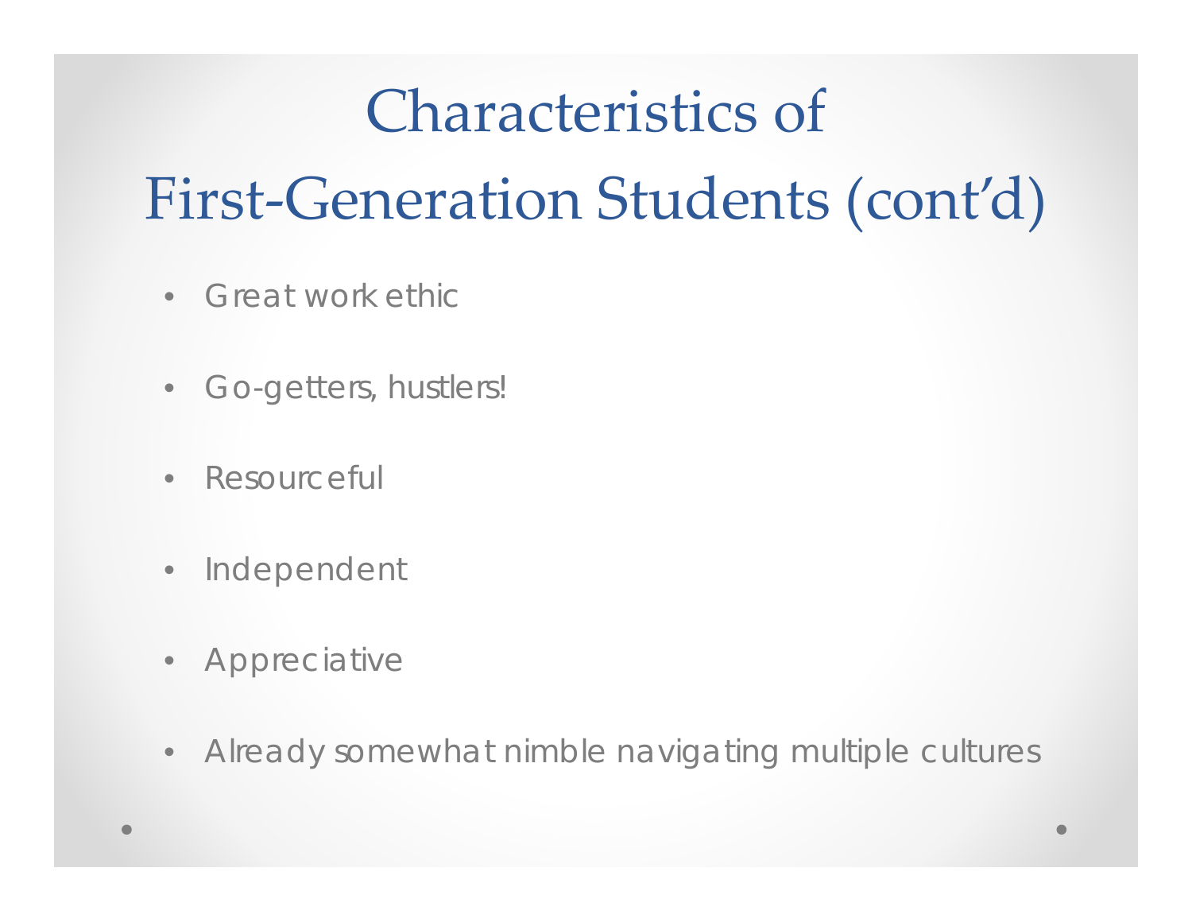# Characteristics of First-Generation Students (cont'd)

- Great work ethic
- Go-getters, hustlers!
- Resourceful
- Independent
- Appreciative
- Already somewhat nimble navigating multiple cultures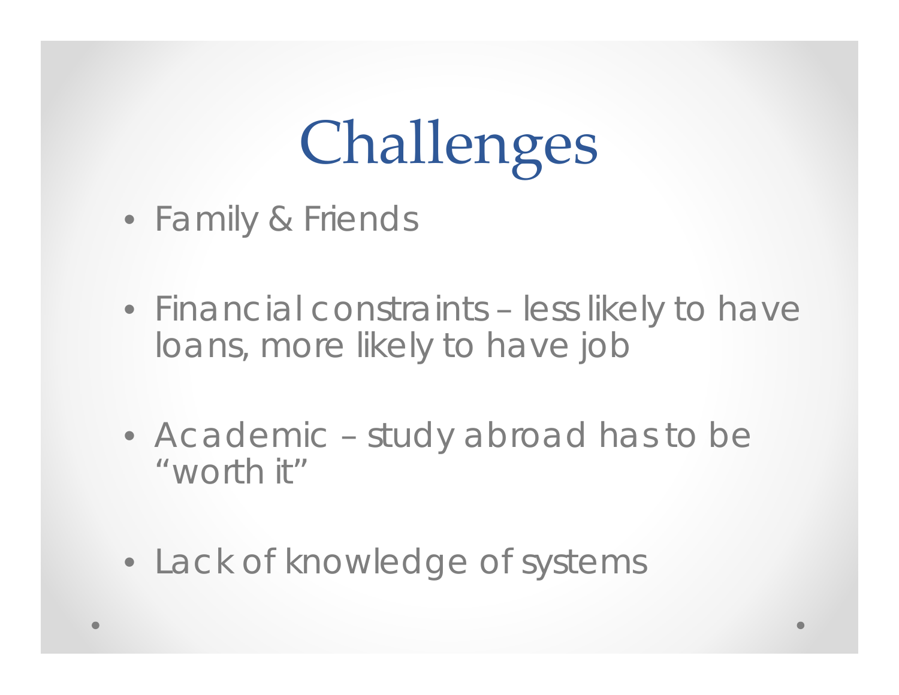# Challenges

- Family & Friends
- Financial constraints – less likely to have loans, more likely to have job
- Academic – study abroad has to be "worth it"
- Lack of knowledge of systems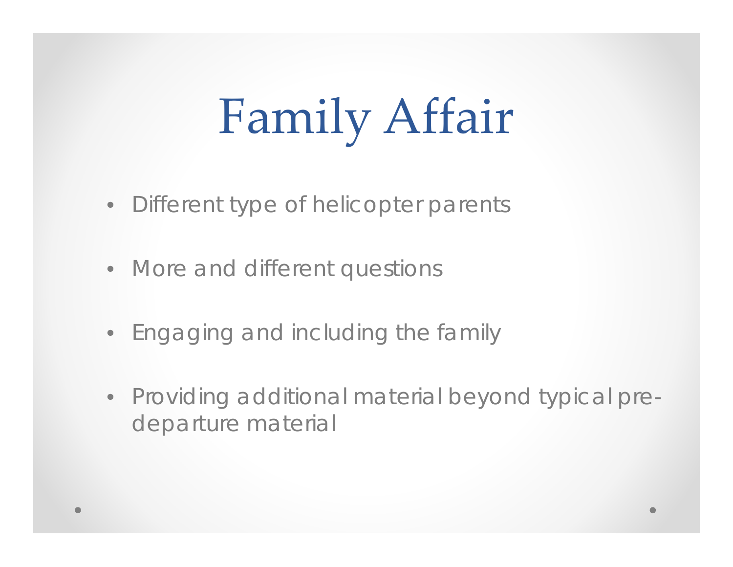# Family Affair

- Different type of helicopter parents
- More and different questions
- Engaging and including the family
- Providing additional material beyond typical pre-departure material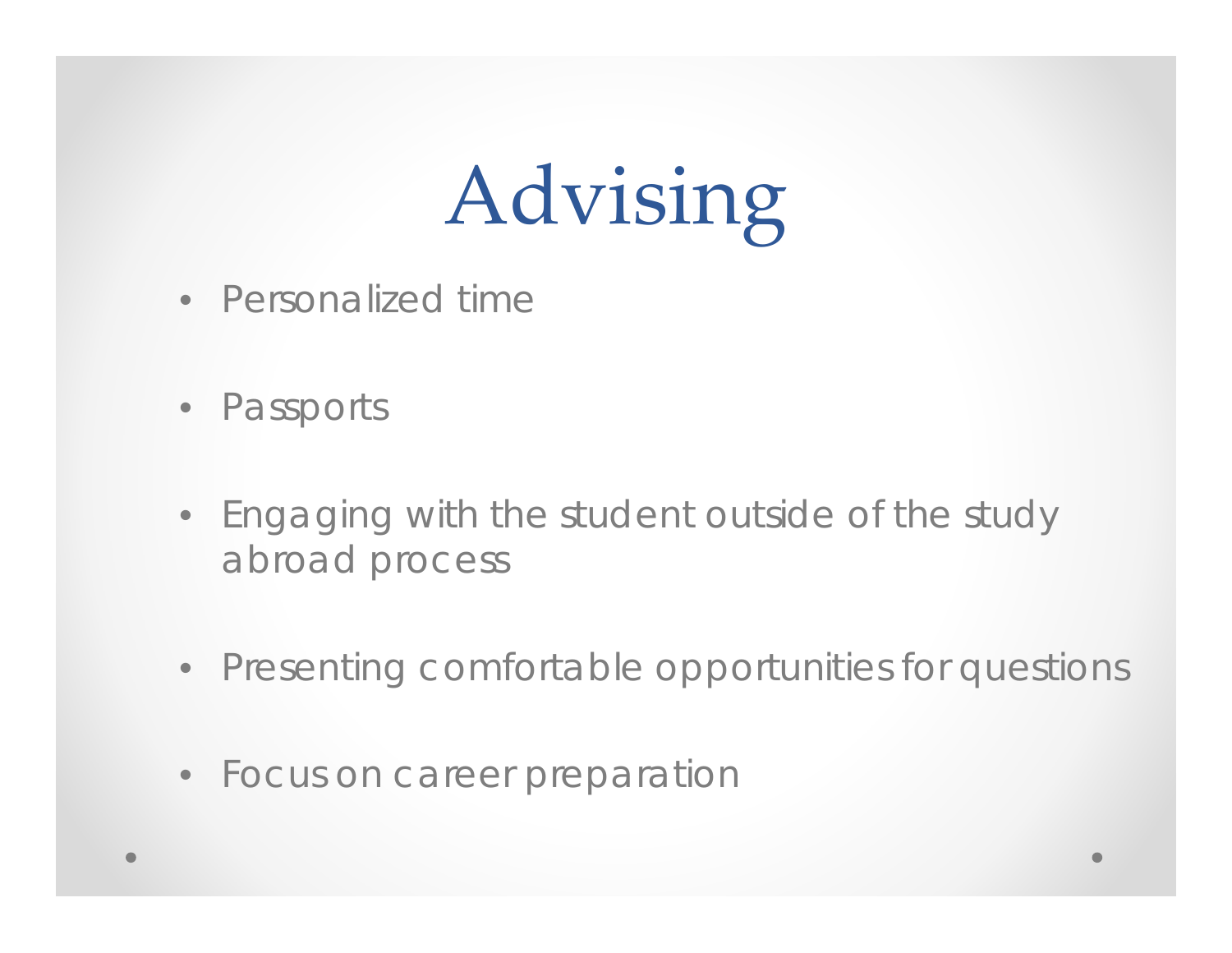# Advising

- Personalized time
- Passports
- Engaging with the student outside of the study abroad process
- Presenting comfortable opportunities for questions
- Focus on career preparation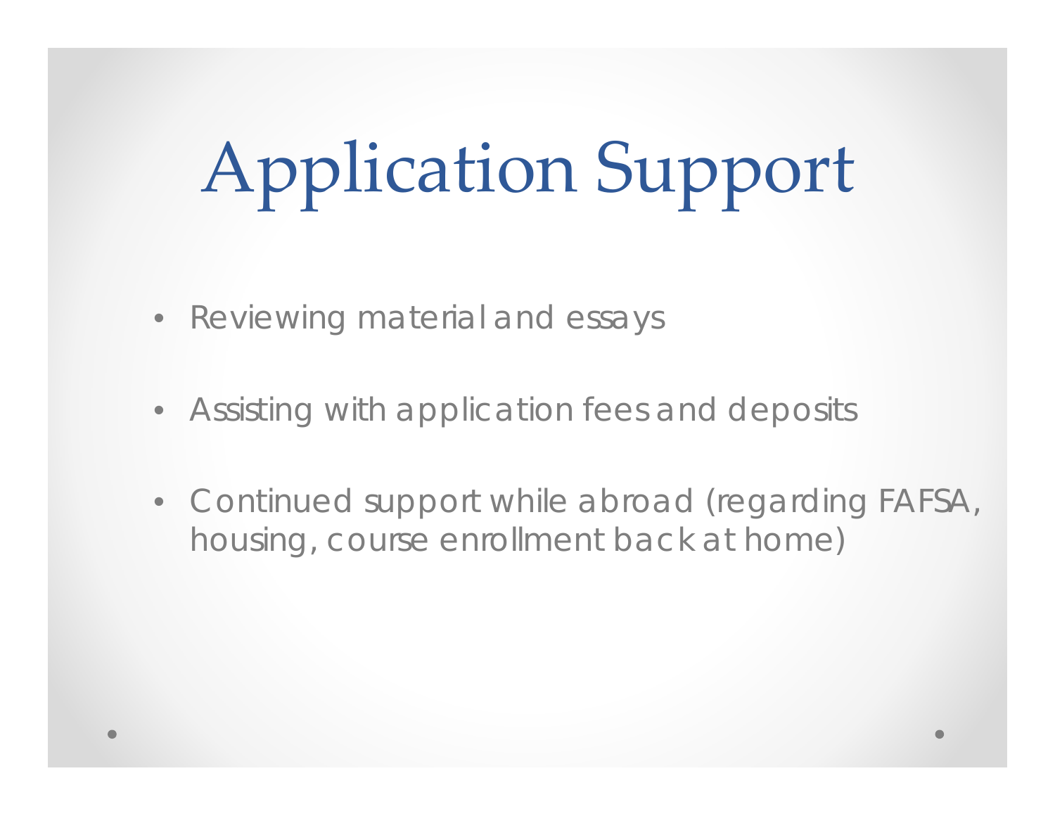# Application Support

- Reviewing material and essays
- Assisting with application fees and deposits
- Continued support while abroad (regarding FAFSA, housing, course enrollment back at home)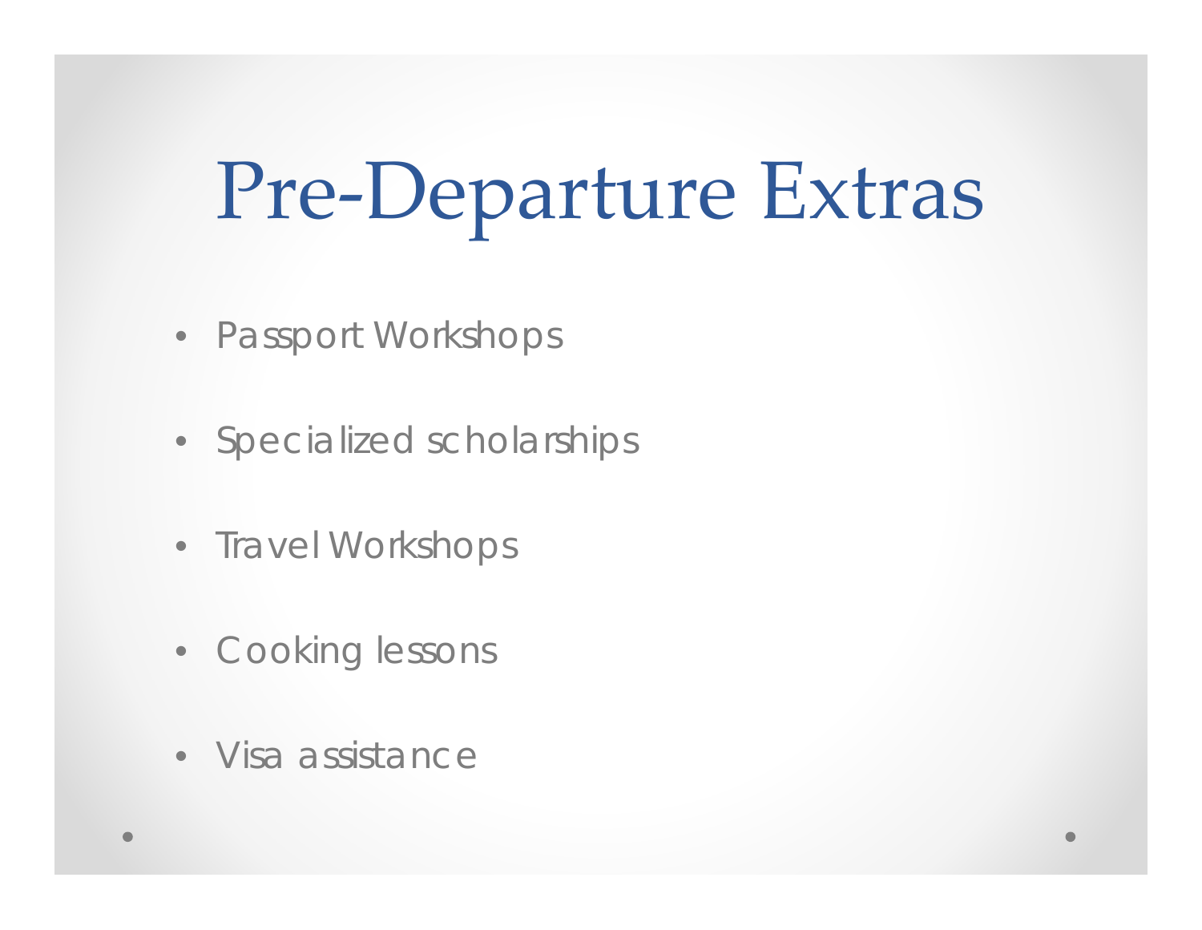# Pre-Departure Extras

- Passport Workshops
- Specialized scholarships
- Travel Workshops
- Cooking lessons
- Visa assistance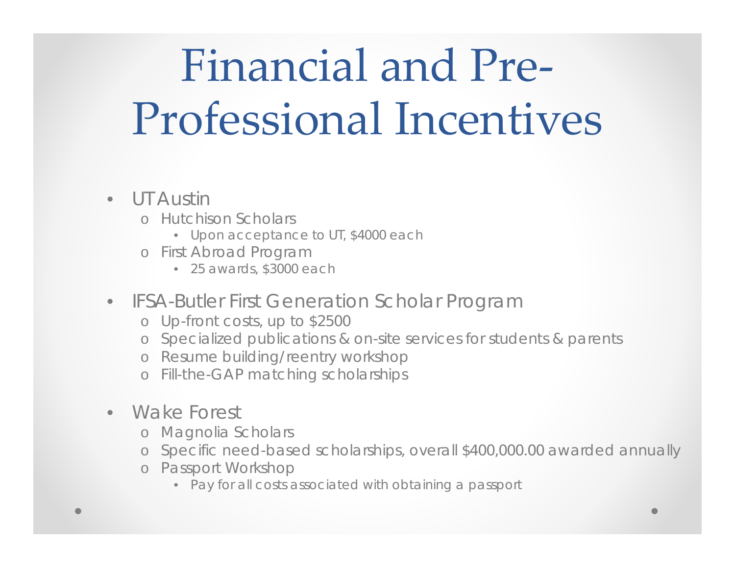# Financial and Pre-Professional Incentives

- UT Austin
  - Hutchison Scholars
    - Upon acceptance to UT, $4000 each
  - First Abroad Program
    - 25 awards, $3000 each
- IFSA-Butler First Generation Scholar Program
  - Up-front costs, up to $2500
  - Specialized publications & on-site services for students & parents
  - Resume building/reentry workshop
  - Fill-the-GAP matching scholarships
- Wake Forest
  - Magnolia Scholars
  - Specific need-based scholarships, overall $400,000.00 awarded annually
  - Passport Workshop
    - Pay for all costs associated with obtaining a passport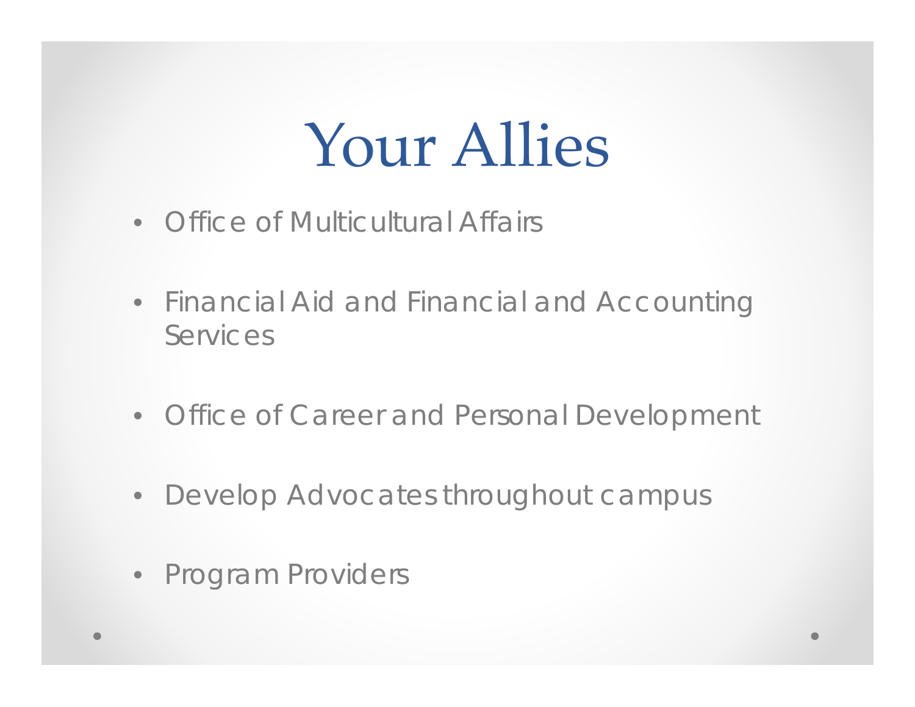# Your Allies

- Office of Multicultural Affairs
- Financial Aid and Financial and Accounting Services
- Office of Career and Personal Development
- Develop Advocates throughout campus
- Program Providers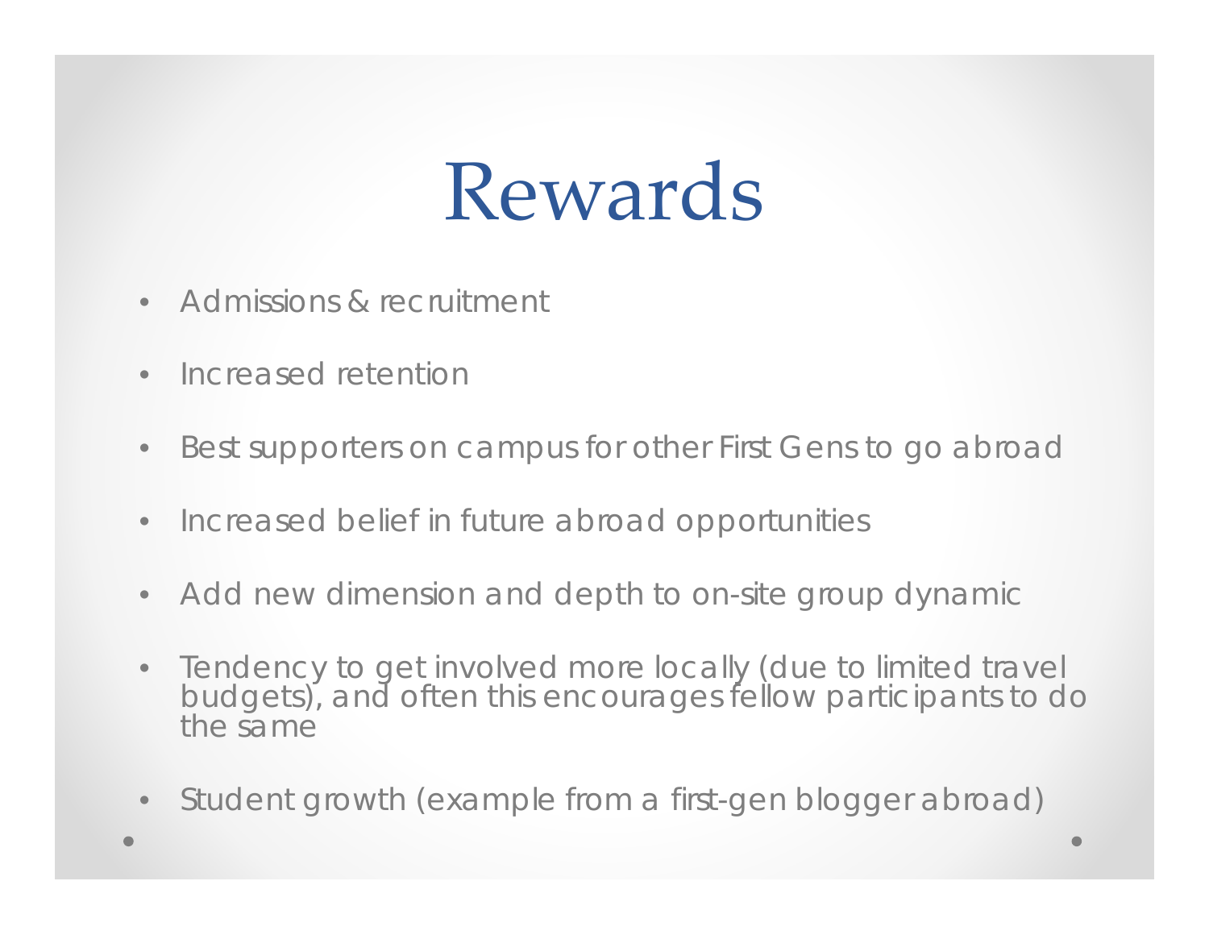# Rewards

- Admissions & recruitment
- Increased retention
- Best supporters on campus for other First Gens to go abroad
- Increased belief in future abroad opportunities
- Add new dimension and depth to on-site group dynamic
- Tendency to get involved more locally (due to limited travel budgets), and often this encourages fellow participants to do the same
- Student growth (example from a first-gen blogger abroad)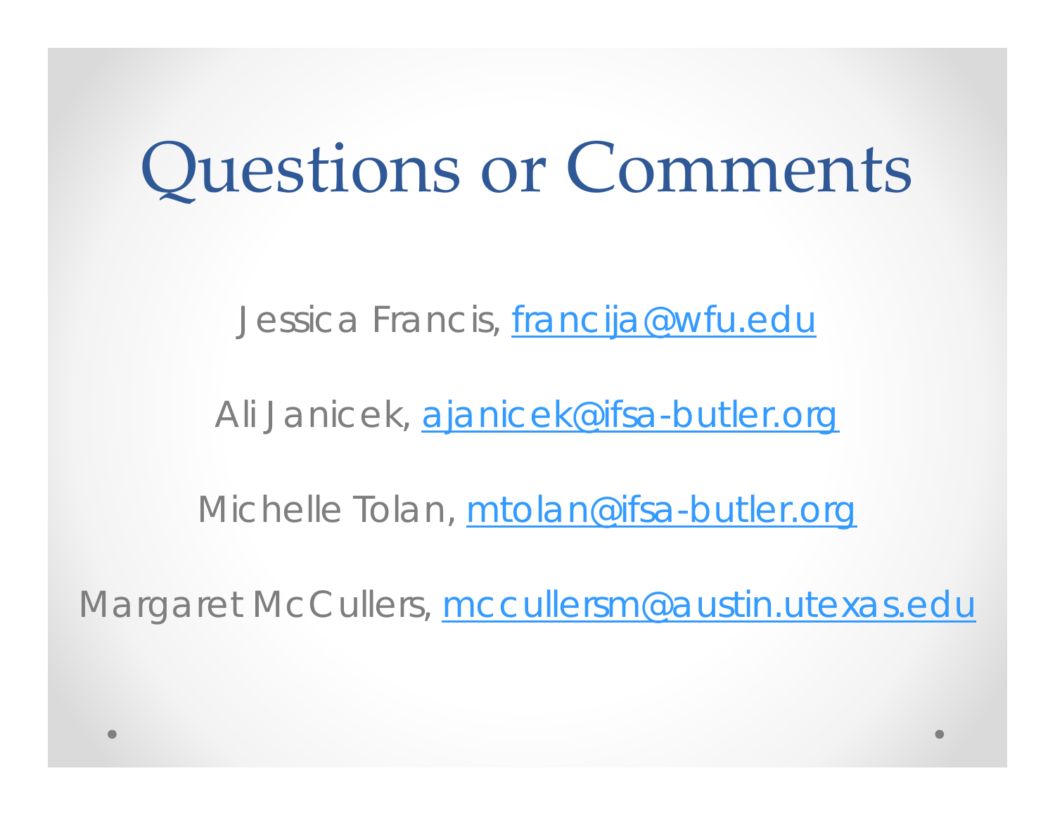# Questions or Comments

Jessica Francis, francija@wfu.edu

Ali Janicek, ajanicek@ifsa-butler.org

Michelle Tolan, mtolan@ifsa-butler.org

Margaret McCullers, mccullersm@austin.utexas.edu